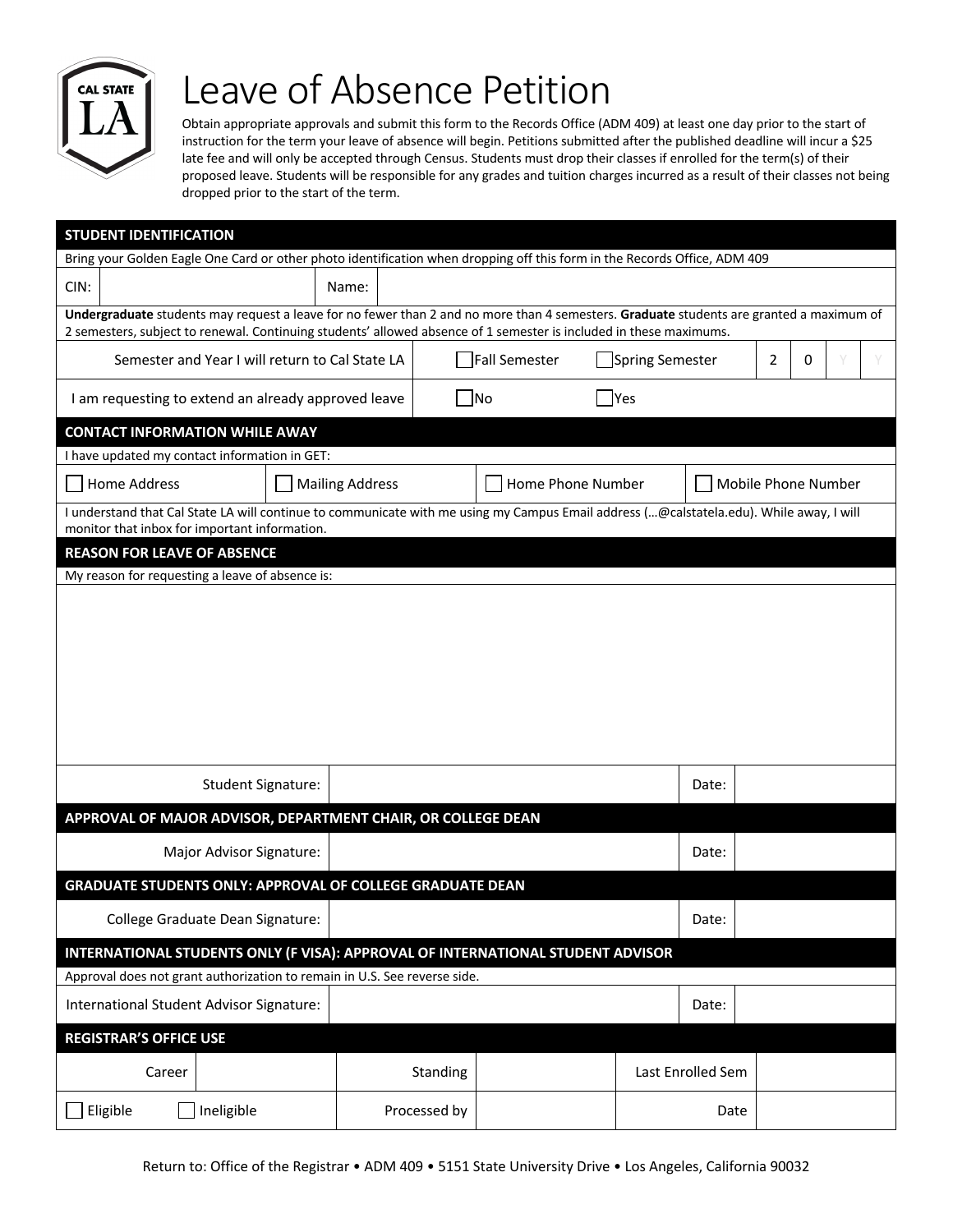# Leave of Absence Petition

Obtain appropriate approvals and submit this form to the Records Office (ADM 409) at least one day prior to the start of instruction for the term your leave of absence will begin. Petitions submitted after the published deadline will incur a $25 late fee and will only be accepted through Census. Students must drop their classes if enrolled for the term(s) of their proposed leave. Students will be responsible for any grades and tuition charges incurred as a result of their classes not being dropped prior to the start of the term.

## STUDENT IDENTIFICATION

Bring your Golden Eagle One Card or other photo identification when dropping off this form in the Records Office, ADM 409

| CIN: | | Name: | |
|---|---|---|---|

**Undergraduate** students may request a leave for no fewer than 2 and no more than 4 semesters. **Graduate** students are granted a maximum of 2 semesters, subject to renewal. Continuing students' allowed absence of 1 semester is included in these maximums.

| | | | | | | |
|---|---|---|---|---|---|---|
| Semester and Year I will return to Cal State LA | ☐ Fall Semester | ☐ Spring Semester | 2 | 0 | Y | Y |
| I am requesting to extend an already approved leave | ☐ No | ☐ Yes | | | | |

## CONTACT INFORMATION WHILE AWAY

I have updated my contact information in GET:

☐ Home Address ☐ Mailing Address ☐ Home Phone Number ☐ Mobile Phone Number

I understand that Cal State LA will continue to communicate with me using my Campus Email address (…@calstatela.edu). While away, I will monitor that inbox for important information.

## REASON FOR LEAVE OF ABSENCE

My reason for requesting a leave of absence is:

| Student Signature: | | Date: | |
|---|---|---|---|

## APPROVAL OF MAJOR ADVISOR, DEPARTMENT CHAIR, OR COLLEGE DEAN

| Major Advisor Signature: | | Date: | |
|---|---|---|---|

## GRADUATE STUDENTS ONLY: APPROVAL OF COLLEGE GRADUATE DEAN

| College Graduate Dean Signature: | | Date: | |
|---|---|---|---|

## INTERNATIONAL STUDENTS ONLY (F VISA): APPROVAL OF INTERNATIONAL STUDENT ADVISOR

Approval does not grant authorization to remain in U.S. See reverse side.

| International Student Advisor Signature: | | Date: | |
|---|---|---|---|

## REGISTRAR'S OFFICE USE

| Career | | Standing | | Last Enrolled Sem | |
|---|---|---|---|---|---|
| ☐ Eligible ☐ Ineligible | | Processed by | | Date | |

Return to: Office of the Registrar • ADM 409 • 5151 State University Drive • Los Angeles, California 90032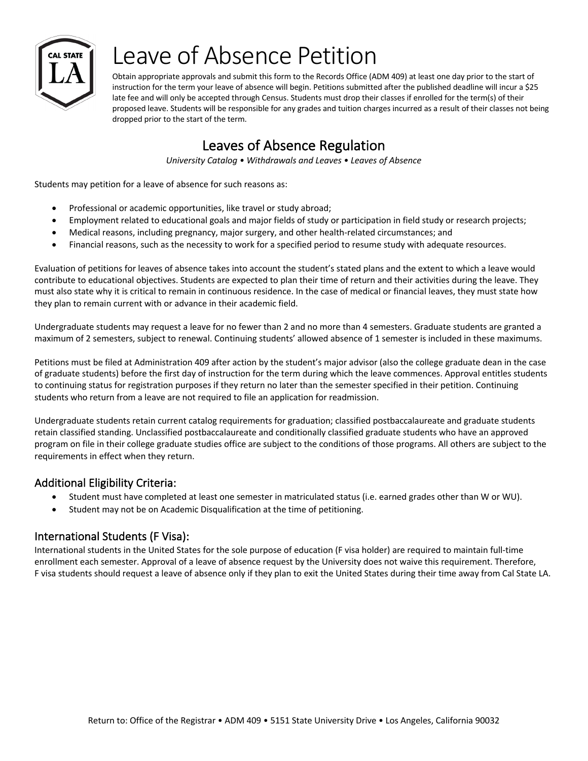# Leave of Absence Petition

Obtain appropriate approvals and submit this form to the Records Office (ADM 409) at least one day prior to the start of instruction for the term your leave of absence will begin. Petitions submitted after the published deadline will incur a $25 late fee and will only be accepted through Census. Students must drop their classes if enrolled for the term(s) of their proposed leave. Students will be responsible for any grades and tuition charges incurred as a result of their classes not being dropped prior to the start of the term.

## Leaves of Absence Regulation

*University Catalog • Withdrawals and Leaves • Leaves of Absence*

Students may petition for a leave of absence for such reasons as:

- Professional or academic opportunities, like travel or study abroad;
- Employment related to educational goals and major fields of study or participation in field study or research projects;
- Medical reasons, including pregnancy, major surgery, and other health-related circumstances; and
- Financial reasons, such as the necessity to work for a specified period to resume study with adequate resources.

Evaluation of petitions for leaves of absence takes into account the student's stated plans and the extent to which a leave would contribute to educational objectives. Students are expected to plan their time of return and their activities during the leave. They must also state why it is critical to remain in continuous residence. In the case of medical or financial leaves, they must state how they plan to remain current with or advance in their academic field.

Undergraduate students may request a leave for no fewer than 2 and no more than 4 semesters. Graduate students are granted a maximum of 2 semesters, subject to renewal. Continuing students' allowed absence of 1 semester is included in these maximums.

Petitions must be filed at Administration 409 after action by the student's major advisor (also the college graduate dean in the case of graduate students) before the first day of instruction for the term during which the leave commences. Approval entitles students to continuing status for registration purposes if they return no later than the semester specified in their petition. Continuing students who return from a leave are not required to file an application for readmission.

Undergraduate students retain current catalog requirements for graduation; classified postbaccalaureate and graduate students retain classified standing. Unclassified postbaccalaureate and conditionally classified graduate students who have an approved program on file in their college graduate studies office are subject to the conditions of those programs. All others are subject to the requirements in effect when they return.

### Additional Eligibility Criteria:

- Student must have completed at least one semester in matriculated status (i.e. earned grades other than W or WU).
- Student may not be on Academic Disqualification at the time of petitioning.

### International Students (F Visa):

International students in the United States for the sole purpose of education (F visa holder) are required to maintain full-time enrollment each semester. Approval of a leave of absence request by the University does not waive this requirement. Therefore, F visa students should request a leave of absence only if they plan to exit the United States during their time away from Cal State LA.

Return to: Office of the Registrar • ADM 409 • 5151 State University Drive • Los Angeles, California 90032